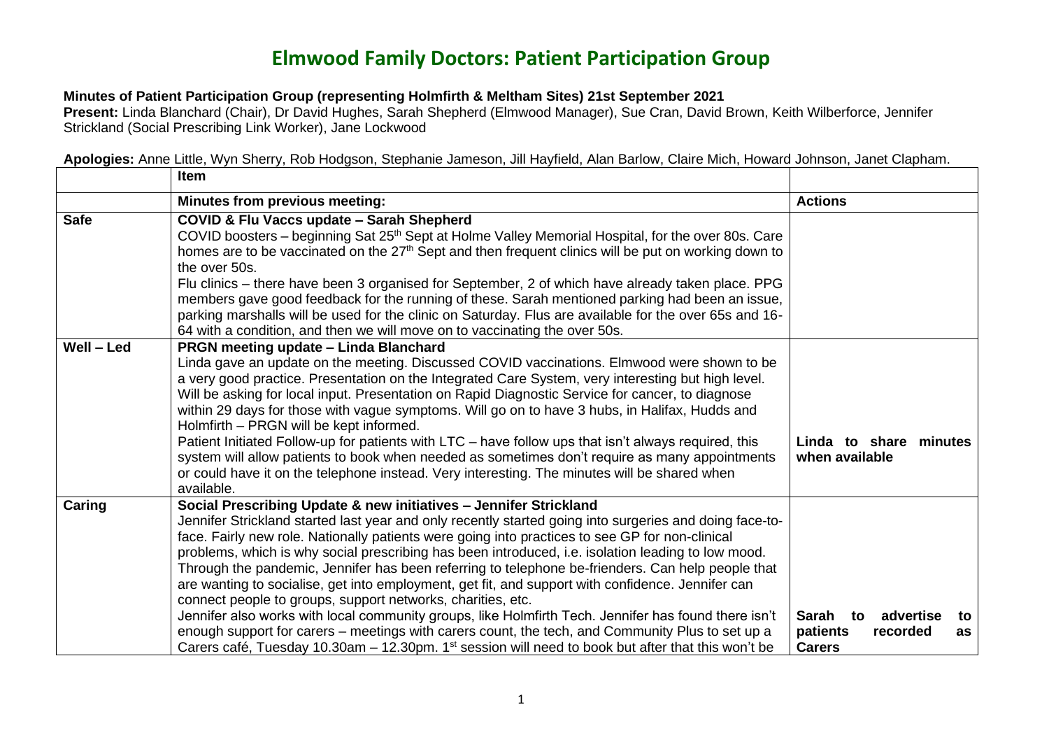# Elmwood Family Doctors: Patient Participation Group

**Minutes of Patient Participation Group (representing Holmfirth & Meltham Sites) 21st September 2021**

**Present:** Linda Blanchard (Chair), Dr David Hughes, Sarah Shepherd (Elmwood Manager), Sue Cran, David Brown, Keith Wilberforce, Jennifer Strickland (Social Prescribing Link Worker), Jane Lockwood

**Apologies:** Anne Little, Wyn Sherry, Rob Hodgson, Stephanie Jameson, Jill Hayfield, Alan Barlow, Claire Mich, Howard Johnson, Janet Clapham.

| | Item | |
|---|---|---|
| | **Minutes from previous meeting:** | **Actions** |
| **Safe** | **COVID & Flu Vaccs update – Sarah Shepherd**<br>COVID boosters – beginning Sat 25th Sept at Holme Valley Memorial Hospital, for the over 80s. Care homes are to be vaccinated on the 27th Sept and then frequent clinics will be put on working down to the over 50s.<br>Flu clinics – there have been 3 organised for September, 2 of which have already taken place. PPG members gave good feedback for the running of these. Sarah mentioned parking had been an issue, parking marshalls will be used for the clinic on Saturday. Flus are available for the over 65s and 16-64 with a condition, and then we will move on to vaccinating the over 50s. | |
| **Well – Led** | **PRGN meeting update – Linda Blanchard**<br>Linda gave an update on the meeting. Discussed COVID vaccinations. Elmwood were shown to be a very good practice. Presentation on the Integrated Care System, very interesting but high level. Will be asking for local input. Presentation on Rapid Diagnostic Service for cancer, to diagnose within 29 days for those with vague symptoms. Will go on to have 3 hubs, in Halifax, Hudds and Holmfirth – PRGN will be kept informed.<br>Patient Initiated Follow-up for patients with LTC – have follow ups that isn't always required, this system will allow patients to book when needed as sometimes don't require as many appointments or could have it on the telephone instead. Very interesting. The minutes will be shared when available. | **Linda to share minutes when available** |
| **Caring** | **Social Prescribing Update & new initiatives – Jennifer Strickland**<br>Jennifer Strickland started last year and only recently started going into surgeries and doing face-to-face. Fairly new role. Nationally patients were going into practices to see GP for non-clinical problems, which is why social prescribing has been introduced, i.e. isolation leading to low mood. Through the pandemic, Jennifer has been referring to telephone be-frienders. Can help people that are wanting to socialise, get into employment, get fit, and support with confidence. Jennifer can connect people to groups, support networks, charities, etc.<br>Jennifer also works with local community groups, like Holmfirth Tech. Jennifer has found there isn't enough support for carers – meetings with carers count, the tech, and Community Plus to set up a Carers café, Tuesday 10.30am – 12.30pm. 1st session will need to book but after that this won't be | **Sarah to advertise to patients recorded as Carers** |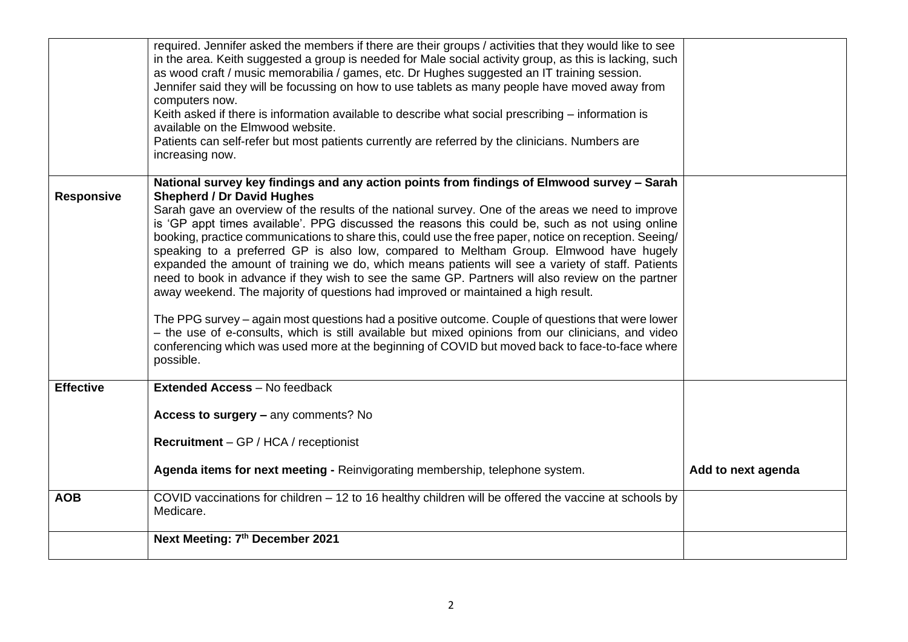| | | |
|---|---|---|
| | required. Jennifer asked the members if there are their groups / activities that they would like to see in the area. Keith suggested a group is needed for Male social activity group, as this is lacking, such as wood craft / music memorabilia / games, etc. Dr Hughes suggested an IT training session. Jennifer said they will be focussing on how to use tablets as many people have moved away from computers now.<br>Keith asked if there is information available to describe what social prescribing – information is available on the Elmwood website.<br>Patients can self-refer but most patients currently are referred by the clinicians. Numbers are increasing now. | |
| **Responsive** | **National survey key findings and any action points from findings of Elmwood survey – Sarah Shepherd / Dr David Hughes**<br>Sarah gave an overview of the results of the national survey. One of the areas we need to improve is 'GP appt times available'. PPG discussed the reasons this could be, such as not using online booking, practice communications to share this, could use the free paper, notice on reception. Seeing/ speaking to a preferred GP is also low, compared to Meltham Group. Elmwood have hugely expanded the amount of training we do, which means patients will see a variety of staff. Patients need to book in advance if they wish to see the same GP. Partners will also review on the partner away weekend. The majority of questions had improved or maintained a high result.<br><br>The PPG survey – again most questions had a positive outcome. Couple of questions that were lower – the use of e-consults, which is still available but mixed opinions from our clinicians, and video conferencing which was used more at the beginning of COVID but moved back to face-to-face where possible. | |
| **Effective** | **Extended Access** – No feedback<br><br>**Access to surgery –** any comments? No<br><br>**Recruitment** – GP / HCA / receptionist<br><br>**Agenda items for next meeting -** Reinvigorating membership, telephone system. | **Add to next agenda** |
| **AOB** | COVID vaccinations for children – 12 to 16 healthy children will be offered the vaccine at schools by Medicare. | |
| | **Next Meeting: 7th December 2021** | |